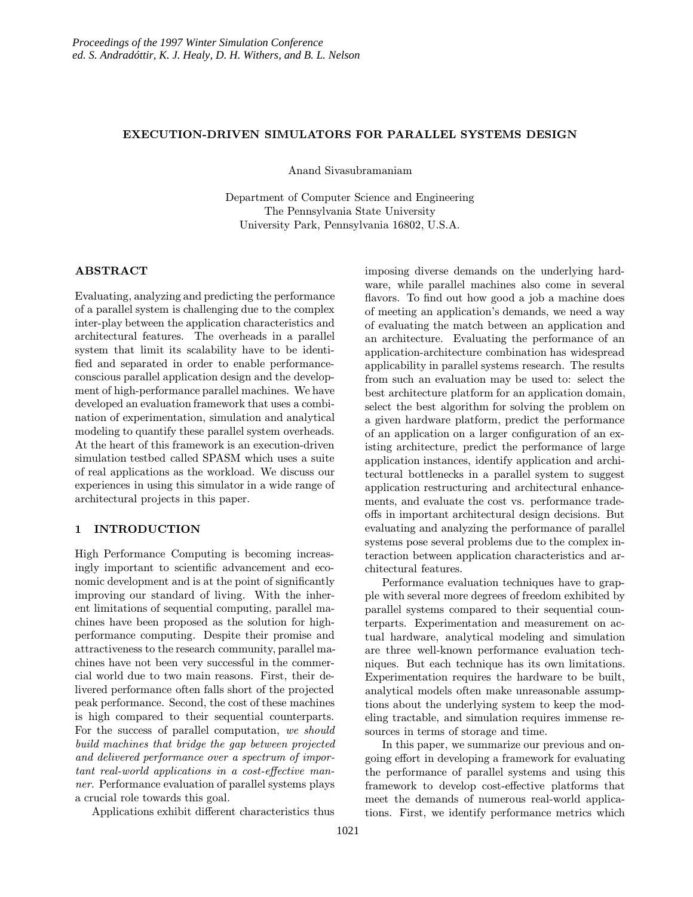# EXECUTION-DRIVEN SIMULATORS FOR PARALLEL SYSTEMS DESIGN

Anand Sivasubramaniam

Department of Computer Science and Engineering
The Pennsylvania State University
University Park, Pennsylvania 16802, U.S.A.

## ABSTRACT

Evaluating, analyzing and predicting the performance of a parallel system is challenging due to the complex inter-play between the application characteristics and architectural features. The overheads in a parallel system that limit its scalability have to be identified and separated in order to enable performance-conscious parallel application design and the development of high-performance parallel machines. We have developed an evaluation framework that uses a combination of experimentation, simulation and analytical modeling to quantify these parallel system overheads. At the heart of this framework is an execution-driven simulation testbed called SPASM which uses a suite of real applications as the workload. We discuss our experiences in using this simulator in a wide range of architectural projects in this paper.

## 1 INTRODUCTION

High Performance Computing is becoming increasingly important to scientific advancement and economic development and is at the point of significantly improving our standard of living. With the inherent limitations of sequential computing, parallel machines have been proposed as the solution for high-performance computing. Despite their promise and attractiveness to the research community, parallel machines have not been very successful in the commercial world due to two main reasons. First, their delivered performance often falls short of the projected peak performance. Second, the cost of these machines is high compared to their sequential counterparts. For the success of parallel computation, *we should build machines that bridge the gap between projected and delivered performance over a spectrum of important real-world applications in a cost-effective manner*. Performance evaluation of parallel systems plays a crucial role towards this goal.

Applications exhibit different characteristics thus imposing diverse demands on the underlying hardware, while parallel machines also come in several flavors. To find out how good a job a machine does of meeting an application's demands, we need a way of evaluating the match between an application and an architecture. Evaluating the performance of an application-architecture combination has widespread applicability in parallel systems research. The results from such an evaluation may be used to: select the best architecture platform for an application domain, select the best algorithm for solving the problem on a given hardware platform, predict the performance of an application on a larger configuration of an existing architecture, predict the performance of large application instances, identify application and architectural bottlenecks in a parallel system to suggest application restructuring and architectural enhancements, and evaluate the cost vs. performance tradeoffs in important architectural design decisions. But evaluating and analyzing the performance of parallel systems pose several problems due to the complex interaction between application characteristics and architectural features.

Performance evaluation techniques have to grapple with several more degrees of freedom exhibited by parallel systems compared to their sequential counterparts. Experimentation and measurement on actual hardware, analytical modeling and simulation are three well-known performance evaluation techniques. But each technique has its own limitations. Experimentation requires the hardware to be built, analytical models often make unreasonable assumptions about the underlying system to keep the modeling tractable, and simulation requires immense resources in terms of storage and time.

In this paper, we summarize our previous and ongoing effort in developing a framework for evaluating the performance of parallel systems and using this framework to develop cost-effective platforms that meet the demands of numerous real-world applications. First, we identify performance metrics which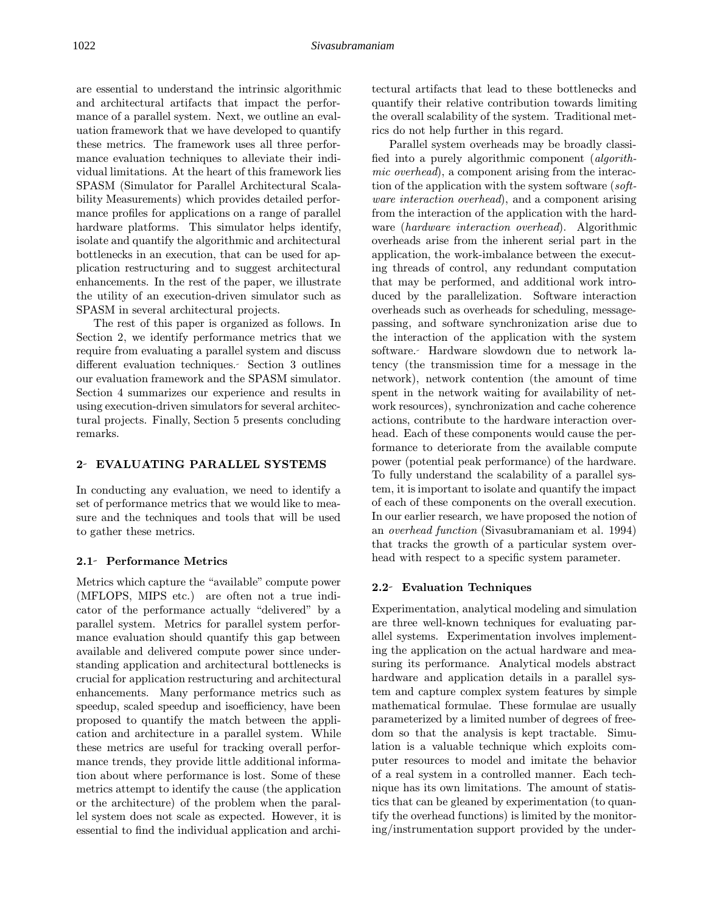are essential to understand the intrinsic algorithmic and architectural artifacts that impact the performance of a parallel system. Next, we outline an evaluation framework that we have developed to quantify these metrics. The framework uses all three performance evaluation techniques to alleviate their individual limitations. At the heart of this framework lies SPASM (Simulator for Parallel Architectural Scalability Measurements) which provides detailed performance profiles for applications on a range of parallel hardware platforms. This simulator helps identify, isolate and quantify the algorithmic and architectural bottlenecks in an execution, that can be used for application restructuring and to suggest architectural enhancements. In the rest of the paper, we illustrate the utility of an execution-driven simulator such as SPASM in several architectural projects.

The rest of this paper is organized as follows. In Section 2, we identify performance metrics that we require from evaluating a parallel system and discuss different evaluation techniques. Section 3 outlines our evaluation framework and the SPASM simulator. Section 4 summarizes our experience and results in using execution-driven simulators for several architectural projects. Finally, Section 5 presents concluding remarks.

## 2 EVALUATING PARALLEL SYSTEMS

In conducting any evaluation, we need to identify a set of performance metrics that we would like to measure and the techniques and tools that will be used to gather these metrics.

### 2.1 Performance Metrics

Metrics which capture the "available" compute power (MFLOPS, MIPS etc.) are often not a true indicator of the performance actually "delivered" by a parallel system. Metrics for parallel system performance evaluation should quantify this gap between available and delivered compute power since understanding application and architectural bottlenecks is crucial for application restructuring and architectural enhancements. Many performance metrics such as speedup, scaled speedup and isoefficiency, have been proposed to quantify the match between the application and architecture in a parallel system. While these metrics are useful for tracking overall performance trends, they provide little additional information about where performance is lost. Some of these metrics attempt to identify the cause (the application or the architecture) of the problem when the parallel system does not scale as expected. However, it is essential to find the individual application and architectural artifacts that lead to these bottlenecks and quantify their relative contribution towards limiting the overall scalability of the system. Traditional metrics do not help further in this regard.

Parallel system overheads may be broadly classified into a purely algorithmic component (*algorithmic overhead*), a component arising from the interaction of the application with the system software (*software interaction overhead*), and a component arising from the interaction of the application with the hardware (*hardware interaction overhead*). Algorithmic overheads arise from the inherent serial part in the application, the work-imbalance between the executing threads of control, any redundant computation that may be performed, and additional work introduced by the parallelization. Software interaction overheads such as overheads for scheduling, message-passing, and software synchronization arise due to the interaction of the application with the system software. Hardware slowdown due to network latency (the transmission time for a message in the network), network contention (the amount of time spent in the network waiting for availability of network resources), synchronization and cache coherence actions, contribute to the hardware interaction overhead. Each of these components would cause the performance to deteriorate from the available compute power (potential peak performance) of the hardware. To fully understand the scalability of a parallel system, it is important to isolate and quantify the impact of each of these components on the overall execution. In our earlier research, we have proposed the notion of an *overhead function* (Sivasubramaniam et al. 1994) that tracks the growth of a particular system overhead with respect to a specific system parameter.

### 2.2 Evaluation Techniques

Experimentation, analytical modeling and simulation are three well-known techniques for evaluating parallel systems. Experimentation involves implementing the application on the actual hardware and measuring its performance. Analytical models abstract hardware and application details in a parallel system and capture complex system features by simple mathematical formulae. These formulae are usually parameterized by a limited number of degrees of freedom so that the analysis is kept tractable. Simulation is a valuable technique which exploits computer resources to model and imitate the behavior of a real system in a controlled manner. Each technique has its own limitations. The amount of statistics that can be gleaned by experimentation (to quantify the overhead functions) is limited by the monitoring/instrumentation support provided by the under-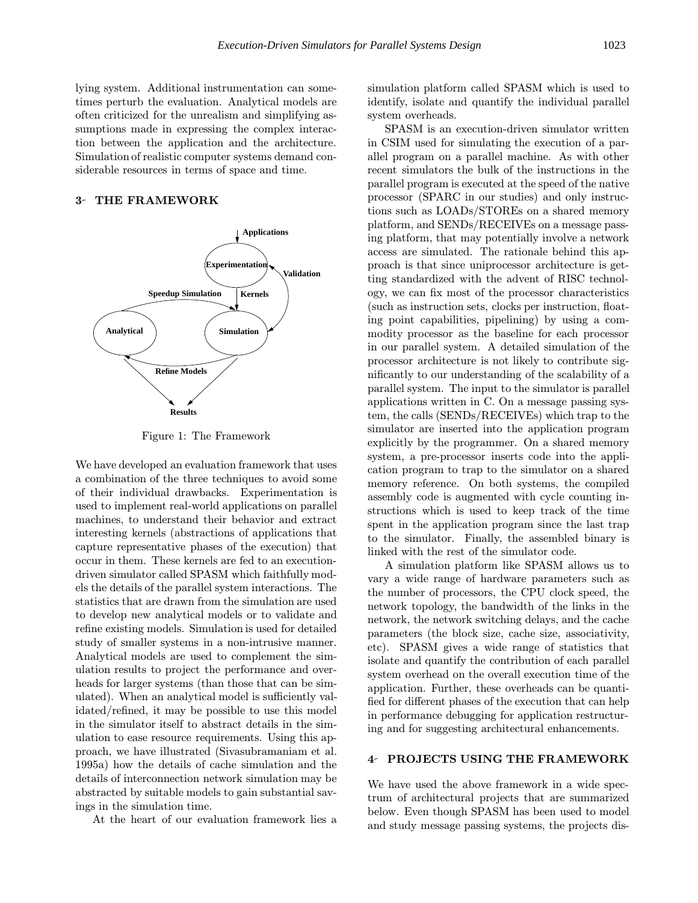lying system. Additional instrumentation can sometimes perturb the evaluation. Analytical models are often criticized for the unrealism and simplifying assumptions made in expressing the complex interaction between the application and the architecture. Simulation of realistic computer systems demand considerable resources in terms of space and time.

## 3- THE FRAMEWORK

Applications
Experimentation
Validation
Speedup Simulation
Kernels
Analytical
Simulation
Refine Models
Results

Figure 1: The Framework

We have developed an evaluation framework that uses a combination of the three techniques to avoid some of their individual drawbacks. Experimentation is used to implement real-world applications on parallel machines, to understand their behavior and extract interesting kernels (abstractions of applications that capture representative phases of the execution) that occur in them. These kernels are fed to an execution-driven simulator called SPASM which faithfully models the details of the parallel system interactions. The statistics that are drawn from the simulation are used to develop new analytical models or to validate and refine existing models. Simulation is used for detailed study of smaller systems in a non-intrusive manner. Analytical models are used to complement the simulation results to project the performance and overheads for larger systems (than those that can be simulated). When an analytical model is sufficiently validated/refined, it may be possible to use this model in the simulator itself to abstract details in the simulation to ease resource requirements. Using this approach, we have illustrated (Sivasubramaniam et al. 1995a) how the details of cache simulation and the details of interconnection network simulation may be abstracted by suitable models to gain substantial savings in the simulation time.

At the heart of our evaluation framework lies a simulation platform called SPASM which is used to identify, isolate and quantify the individual parallel system overheads.

SPASM is an execution-driven simulator written in CSIM used for simulating the execution of a parallel program on a parallel machine. As with other recent simulators the bulk of the instructions in the parallel program is executed at the speed of the native processor (SPARC in our studies) and only instructions such as LOADs/STOREs on a shared memory platform, and SENDs/RECEIVEs on a message passing platform, that may potentially involve a network access are simulated. The rationale behind this approach is that since uniprocessor architecture is getting standardized with the advent of RISC technology, we can fix most of the processor characteristics (such as instruction sets, clocks per instruction, floating point capabilities, pipelining) by using a commodity processor as the baseline for each processor in our parallel system. A detailed simulation of the processor architecture is not likely to contribute significantly to our understanding of the scalability of a parallel system. The input to the simulator is parallel applications written in C. On a message passing system, the calls (SENDs/RECEIVEs) which trap to the simulator are inserted into the application program explicitly by the programmer. On a shared memory system, a pre-processor inserts code into the application program to trap to the simulator on a shared memory reference. On both systems, the compiled assembly code is augmented with cycle counting instructions which is used to keep track of the time spent in the application program since the last trap to the simulator. Finally, the assembled binary is linked with the rest of the simulator code.

A simulation platform like SPASM allows us to vary a wide range of hardware parameters such as the number of processors, the CPU clock speed, the network topology, the bandwidth of the links in the network, the network switching delays, and the cache parameters (the block size, cache size, associativity, etc). SPASM gives a wide range of statistics that isolate and quantify the contribution of each parallel system overhead on the overall execution time of the application. Further, these overheads can be quantified for different phases of the execution that can help in performance debugging for application restructuring and for suggesting architectural enhancements.

## 4- PROJECTS USING THE FRAMEWORK

We have used the above framework in a wide spectrum of architectural projects that are summarized below. Even though SPASM has been used to model and study message passing systems, the projects dis-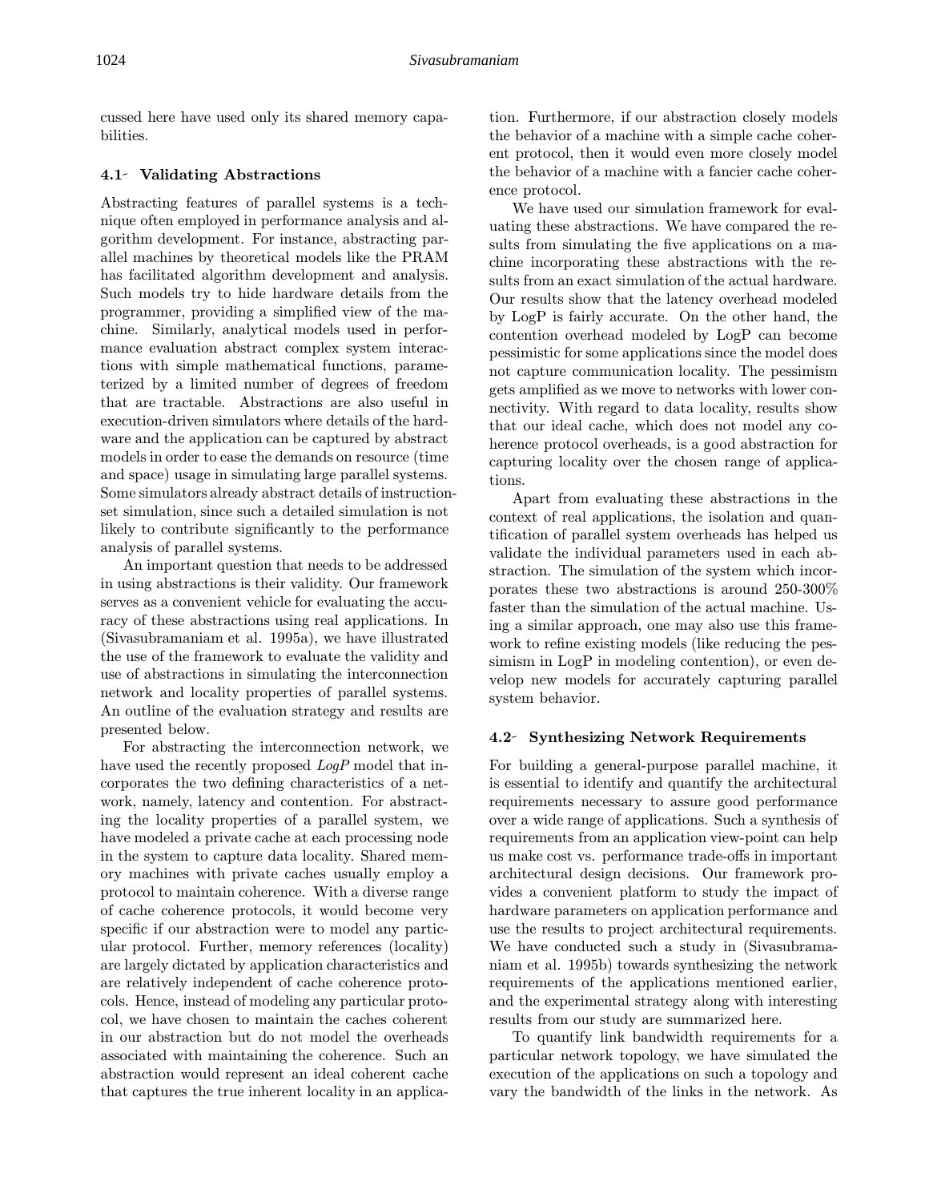cussed here have used only its shared memory capabilities.

### 4.1 Validating Abstractions

Abstracting features of parallel systems is a technique often employed in performance analysis and algorithm development. For instance, abstracting parallel machines by theoretical models like the PRAM has facilitated algorithm development and analysis. Such models try to hide hardware details from the programmer, providing a simplified view of the machine. Similarly, analytical models used in performance evaluation abstract complex system interactions with simple mathematical functions, parameterized by a limited number of degrees of freedom that are tractable. Abstractions are also useful in execution-driven simulators where details of the hardware and the application can be captured by abstract models in order to ease the demands on resource (time and space) usage in simulating large parallel systems. Some simulators already abstract details of instruction-set simulation, since such a detailed simulation is not likely to contribute significantly to the performance analysis of parallel systems.

An important question that needs to be addressed in using abstractions is their validity. Our framework serves as a convenient vehicle for evaluating the accuracy of these abstractions using real applications. In (Sivasubramaniam et al. 1995a), we have illustrated the use of the framework to evaluate the validity and use of abstractions in simulating the interconnection network and locality properties of parallel systems. An outline of the evaluation strategy and results are presented below.

For abstracting the interconnection network, we have used the recently proposed *LogP* model that incorporates the two defining characteristics of a network, namely, latency and contention. For abstracting the locality properties of a parallel system, we have modeled a private cache at each processing node in the system to capture data locality. Shared memory machines with private caches usually employ a protocol to maintain coherence. With a diverse range of cache coherence protocols, it would become very specific if our abstraction were to model any particular protocol. Further, memory references (locality) are largely dictated by application characteristics and are relatively independent of cache coherence protocols. Hence, instead of modeling any particular protocol, we have chosen to maintain the caches coherent in our abstraction but do not model the overheads associated with maintaining the coherence. Such an abstraction would represent an ideal coherent cache that captures the true inherent locality in an application. Furthermore, if our abstraction closely models the behavior of a machine with a simple cache coherent protocol, then it would even more closely model the behavior of a machine with a fancier cache coherence protocol.

We have used our simulation framework for evaluating these abstractions. We have compared the results from simulating the five applications on a machine incorporating these abstractions with the results from an exact simulation of the actual hardware. Our results show that the latency overhead modeled by LogP is fairly accurate. On the other hand, the contention overhead modeled by LogP can become pessimistic for some applications since the model does not capture communication locality. The pessimism gets amplified as we move to networks with lower connectivity. With regard to data locality, results show that our ideal cache, which does not model any coherence protocol overheads, is a good abstraction for capturing locality over the chosen range of applications.

Apart from evaluating these abstractions in the context of real applications, the isolation and quantification of parallel system overheads has helped us validate the individual parameters used in each abstraction. The simulation of the system which incorporates these two abstractions is around 250-300% faster than the simulation of the actual machine. Using a similar approach, one may also use this framework to refine existing models (like reducing the pessimism in LogP in modeling contention), or even develop new models for accurately capturing parallel system behavior.

### 4.2 Synthesizing Network Requirements

For building a general-purpose parallel machine, it is essential to identify and quantify the architectural requirements necessary to assure good performance over a wide range of applications. Such a synthesis of requirements from an application view-point can help us make cost vs. performance trade-offs in important architectural design decisions. Our framework provides a convenient platform to study the impact of hardware parameters on application performance and use the results to project architectural requirements. We have conducted such a study in (Sivasubramaniam et al. 1995b) towards synthesizing the network requirements of the applications mentioned earlier, and the experimental strategy along with interesting results from our study are summarized here.

To quantify link bandwidth requirements for a particular network topology, we have simulated the execution of the applications on such a topology and vary the bandwidth of the links in the network. As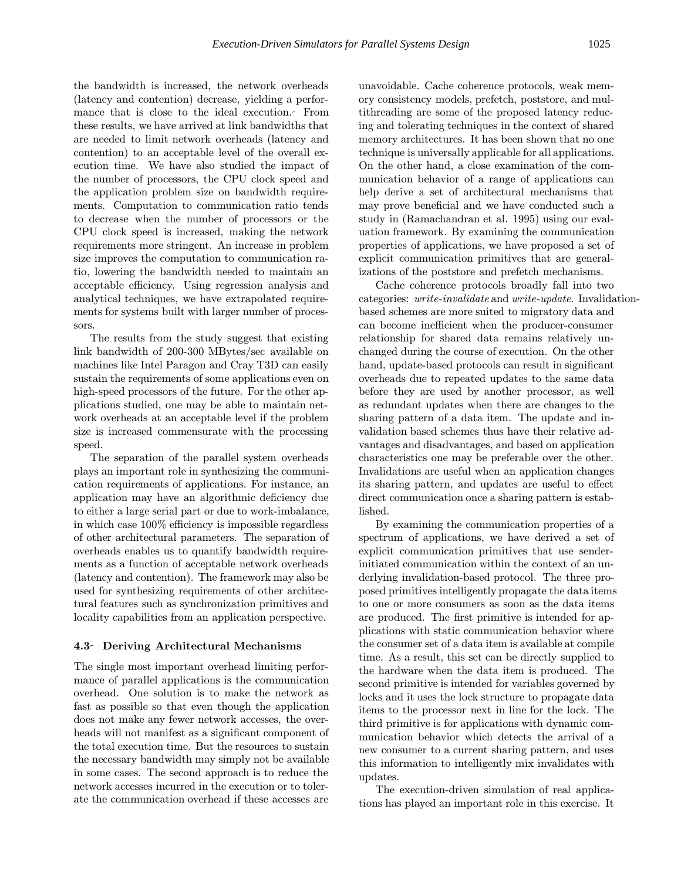the bandwidth is increased, the network overheads (latency and contention) decrease, yielding a performance that is close to the ideal execution. From these results, we have arrived at link bandwidths that are needed to limit network overheads (latency and contention) to an acceptable level of the overall execution time. We have also studied the impact of the number of processors, the CPU clock speed and the application problem size on bandwidth requirements. Computation to communication ratio tends to decrease when the number of processors or the CPU clock speed is increased, making the network requirements more stringent. An increase in problem size improves the computation to communication ratio, lowering the bandwidth needed to maintain an acceptable efficiency. Using regression analysis and analytical techniques, we have extrapolated requirements for systems built with larger number of processors.

The results from the study suggest that existing link bandwidth of 200-300 MBytes/sec available on machines like Intel Paragon and Cray T3D can easily sustain the requirements of some applications even on high-speed processors of the future. For the other applications studied, one may be able to maintain network overheads at an acceptable level if the problem size is increased commensurate with the processing speed.

The separation of the parallel system overheads plays an important role in synthesizing the communication requirements of applications. For instance, an application may have an algorithmic deficiency due to either a large serial part or due to work-imbalance, in which case 100% efficiency is impossible regardless of other architectural parameters. The separation of overheads enables us to quantify bandwidth requirements as a function of acceptable network overheads (latency and contention). The framework may also be used for synthesizing requirements of other architectural features such as synchronization primitives and locality capabilities from an application perspective.

### 4.3 Deriving Architectural Mechanisms

The single most important overhead limiting performance of parallel applications is the communication overhead. One solution is to make the network as fast as possible so that even though the application does not make any fewer network accesses, the overheads will not manifest as a significant component of the total execution time. But the resources to sustain the necessary bandwidth may simply not be available in some cases. The second approach is to reduce the network accesses incurred in the execution or to tolerate the communication overhead if these accesses are unavoidable. Cache coherence protocols, weak memory consistency models, prefetch, poststore, and multithreading are some of the proposed latency reducing and tolerating techniques in the context of shared memory architectures. It has been shown that no one technique is universally applicable for all applications. On the other hand, a close examination of the communication behavior of a range of applications can help derive a set of architectural mechanisms that may prove beneficial and we have conducted such a study in (Ramachandran et al. 1995) using our evaluation framework. By examining the communication properties of applications, we have proposed a set of explicit communication primitives that are generalizations of the poststore and prefetch mechanisms.

Cache coherence protocols broadly fall into two categories: *write-invalidate* and *write-update*. Invalidation-based schemes are more suited to migratory data and can become inefficient when the producer-consumer relationship for shared data remains relatively unchanged during the course of execution. On the other hand, update-based protocols can result in significant overheads due to repeated updates to the same data before they are used by another processor, as well as redundant updates when there are changes to the sharing pattern of a data item. The update and invalidation based schemes thus have their relative advantages and disadvantages, and based on application characteristics one may be preferable over the other. Invalidations are useful when an application changes its sharing pattern, and updates are useful to effect direct communication once a sharing pattern is established.

By examining the communication properties of a spectrum of applications, we have derived a set of explicit communication primitives that use sender-initiated communication within the context of an underlying invalidation-based protocol. The three proposed primitives intelligently propagate the data items to one or more consumers as soon as the data items are produced. The first primitive is intended for applications with static communication behavior where the consumer set of a data item is available at compile time. As a result, this set can be directly supplied to the hardware when the data item is produced. The second primitive is intended for variables governed by locks and it uses the lock structure to propagate data items to the processor next in line for the lock. The third primitive is for applications with dynamic communication behavior which detects the arrival of a new consumer to a current sharing pattern, and uses this information to intelligently mix invalidates with updates.

The execution-driven simulation of real applications has played an important role in this exercise. It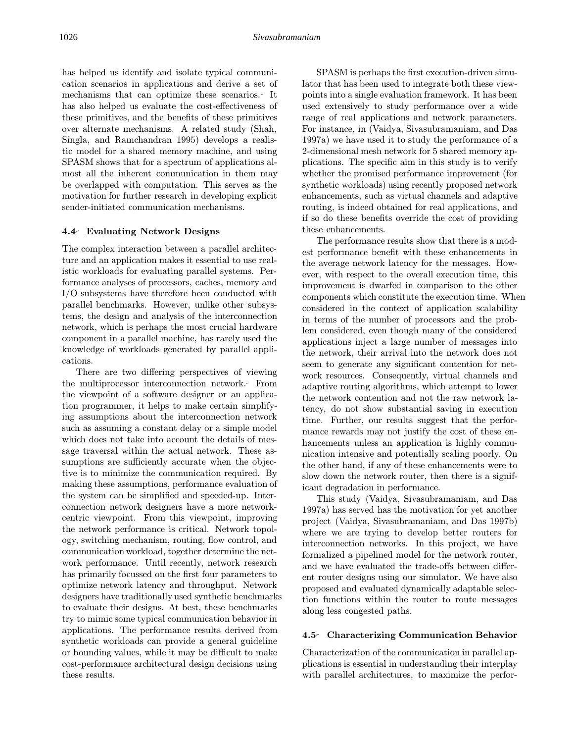has helped us identify and isolate typical communication scenarios in applications and derive a set of mechanisms that can optimize these scenarios. It has also helped us evaluate the cost-effectiveness of these primitives, and the benefits of these primitives over alternate mechanisms. A related study (Shah, Singla, and Ramchandran 1995) develops a realistic model for a shared memory machine, and using SPASM shows that for a spectrum of applications almost all the inherent communication in them may be overlapped with computation. This serves as the motivation for further research in developing explicit sender-initiated communication mechanisms.

### 4.4 Evaluating Network Designs

The complex interaction between a parallel architecture and an application makes it essential to use realistic workloads for evaluating parallel systems. Performance analyses of processors, caches, memory and I/O subsystems have therefore been conducted with parallel benchmarks. However, unlike other subsystems, the design and analysis of the interconnection network, which is perhaps the most crucial hardware component in a parallel machine, has rarely used the knowledge of workloads generated by parallel applications.

There are two differing perspectives of viewing the multiprocessor interconnection network. From the viewpoint of a software designer or an application programmer, it helps to make certain simplifying assumptions about the interconnection network such as assuming a constant delay or a simple model which does not take into account the details of message traversal within the actual network. These assumptions are sufficiently accurate when the objective is to minimize the communication required. By making these assumptions, performance evaluation of the system can be simplified and speeded-up. Interconnection network designers have a more network-centric viewpoint. From this viewpoint, improving the network performance is critical. Network topology, switching mechanism, routing, flow control, and communication workload, together determine the network performance. Until recently, network research has primarily focussed on the first four parameters to optimize network latency and throughput. Network designers have traditionally used synthetic benchmarks to evaluate their designs. At best, these benchmarks try to mimic some typical communication behavior in applications. The performance results derived from synthetic workloads can provide a general guideline or bounding values, while it may be difficult to make cost-performance architectural design decisions using these results.

SPASM is perhaps the first execution-driven simulator that has been used to integrate both these viewpoints into a single evaluation framework. It has been used extensively to study performance over a wide range of real applications and network parameters. For instance, in (Vaidya, Sivasubramaniam, and Das 1997a) we have used it to study the performance of a 2-dimensional mesh network for 5 shared memory applications. The specific aim in this study is to verify whether the promised performance improvement (for synthetic workloads) using recently proposed network enhancements, such as virtual channels and adaptive routing, is indeed obtained for real applications, and if so do these benefits override the cost of providing these enhancements.

The performance results show that there is a modest performance benefit with these enhancements in the average network latency for the messages. However, with respect to the overall execution time, this improvement is dwarfed in comparison to the other components which constitute the execution time. When considered in the context of application scalability in terms of the number of processors and the problem considered, even though many of the considered applications inject a large number of messages into the network, their arrival into the network does not seem to generate any significant contention for network resources. Consequently, virtual channels and adaptive routing algorithms, which attempt to lower the network contention and not the raw network latency, do not show substantial saving in execution time. Further, our results suggest that the performance rewards may not justify the cost of these enhancements unless an application is highly communication intensive and potentially scaling poorly. On the other hand, if any of these enhancements were to slow down the network router, then there is a significant degradation in performance.

This study (Vaidya, Sivasubramaniam, and Das 1997a) has served has the motivation for yet another project (Vaidya, Sivasubramaniam, and Das 1997b) where we are trying to develop better routers for interconnection networks. In this project, we have formalized a pipelined model for the network router, and we have evaluated the trade-offs between different router designs using our simulator. We have also proposed and evaluated dynamically adaptable selection functions within the router to route messages along less congested paths.

### 4.5 Characterizing Communication Behavior

Characterization of the communication in parallel applications is essential in understanding their interplay with parallel architectures, to maximize the perfor-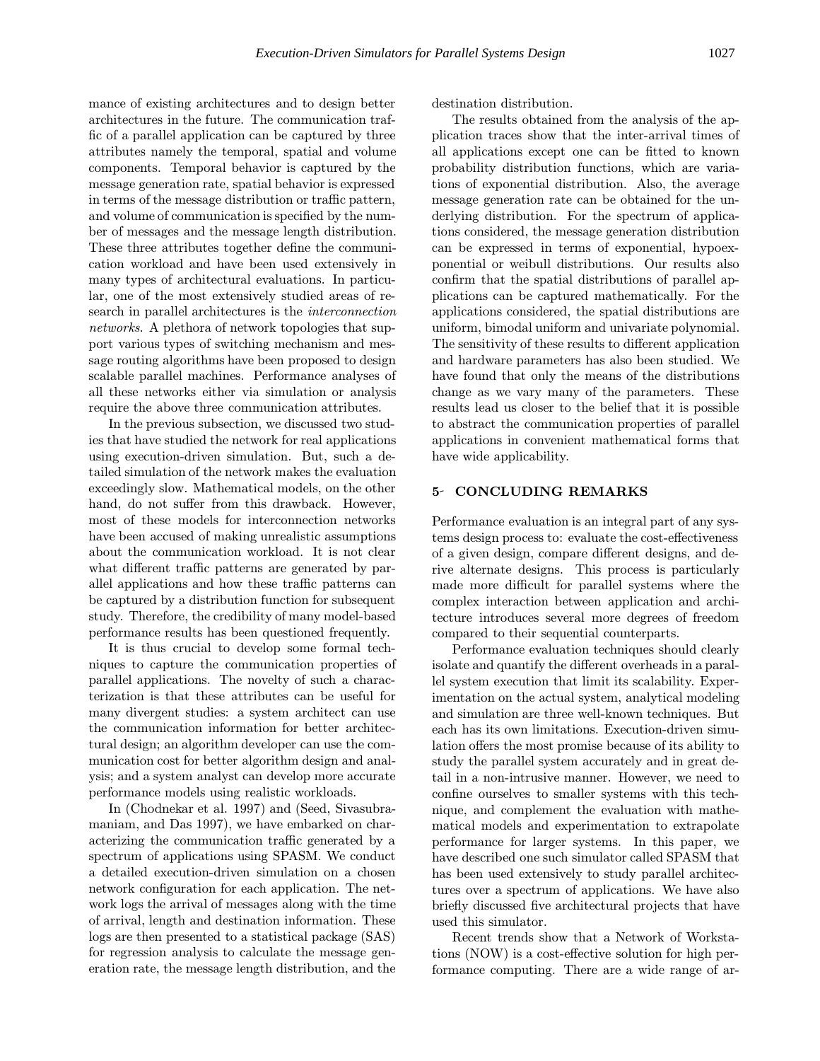mance of existing architectures and to design better architectures in the future. The communication traffic of a parallel application can be captured by three attributes namely the temporal, spatial and volume components. Temporal behavior is captured by the message generation rate, spatial behavior is expressed in terms of the message distribution or traffic pattern, and volume of communication is specified by the number of messages and the message length distribution. These three attributes together define the communication workload and have been used extensively in many types of architectural evaluations. In particular, one of the most extensively studied areas of research in parallel architectures is the *interconnection networks*. A plethora of network topologies that support various types of switching mechanism and message routing algorithms have been proposed to design scalable parallel machines. Performance analyses of all these networks either via simulation or analysis require the above three communication attributes.

In the previous subsection, we discussed two studies that have studied the network for real applications using execution-driven simulation. But, such a detailed simulation of the network makes the evaluation exceedingly slow. Mathematical models, on the other hand, do not suffer from this drawback. However, most of these models for interconnection networks have been accused of making unrealistic assumptions about the communication workload. It is not clear what different traffic patterns are generated by parallel applications and how these traffic patterns can be captured by a distribution function for subsequent study. Therefore, the credibility of many model-based performance results has been questioned frequently.

It is thus crucial to develop some formal techniques to capture the communication properties of parallel applications. The novelty of such a characterization is that these attributes can be useful for many divergent studies: a system architect can use the communication information for better architectural design; an algorithm developer can use the communication cost for better algorithm design and analysis; and a system analyst can develop more accurate performance models using realistic workloads.

In (Chodnekar et al. 1997) and (Seed, Sivasubramaniam, and Das 1997), we have embarked on characterizing the communication traffic generated by a spectrum of applications using SPASM. We conduct a detailed execution-driven simulation on a chosen network configuration for each application. The network logs the arrival of messages along with the time of arrival, length and destination information. These logs are then presented to a statistical package (SAS) for regression analysis to calculate the message generation rate, the message length distribution, and the destination distribution.

The results obtained from the analysis of the application traces show that the inter-arrival times of all applications except one can be fitted to known probability distribution functions, which are variations of exponential distribution. Also, the average message generation rate can be obtained for the underlying distribution. For the spectrum of applications considered, the message generation distribution can be expressed in terms of exponential, hypoexponential or weibull distributions. Our results also confirm that the spatial distributions of parallel applications can be captured mathematically. For the applications considered, the spatial distributions are uniform, bimodal uniform and univariate polynomial. The sensitivity of these results to different application and hardware parameters has also been studied. We have found that only the means of the distributions change as we vary many of the parameters. These results lead us closer to the belief that it is possible to abstract the communication properties of parallel applications in convenient mathematical forms that have wide applicability.

## 5- CONCLUDING REMARKS

Performance evaluation is an integral part of any systems design process to: evaluate the cost-effectiveness of a given design, compare different designs, and derive alternate designs. This process is particularly made more difficult for parallel systems where the complex interaction between application and architecture introduces several more degrees of freedom compared to their sequential counterparts.

Performance evaluation techniques should clearly isolate and quantify the different overheads in a parallel system execution that limit its scalability. Experimentation on the actual system, analytical modeling and simulation are three well-known techniques. But each has its own limitations. Execution-driven simulation offers the most promise because of its ability to study the parallel system accurately and in great detail in a non-intrusive manner. However, we need to confine ourselves to smaller systems with this technique, and complement the evaluation with mathematical models and experimentation to extrapolate performance for larger systems. In this paper, we have described one such simulator called SPASM that has been used extensively to study parallel architectures over a spectrum of applications. We have also briefly discussed five architectural projects that have used this simulator.

Recent trends show that a Network of Workstations (NOW) is a cost-effective solution for high performance computing. There are a wide range of ar-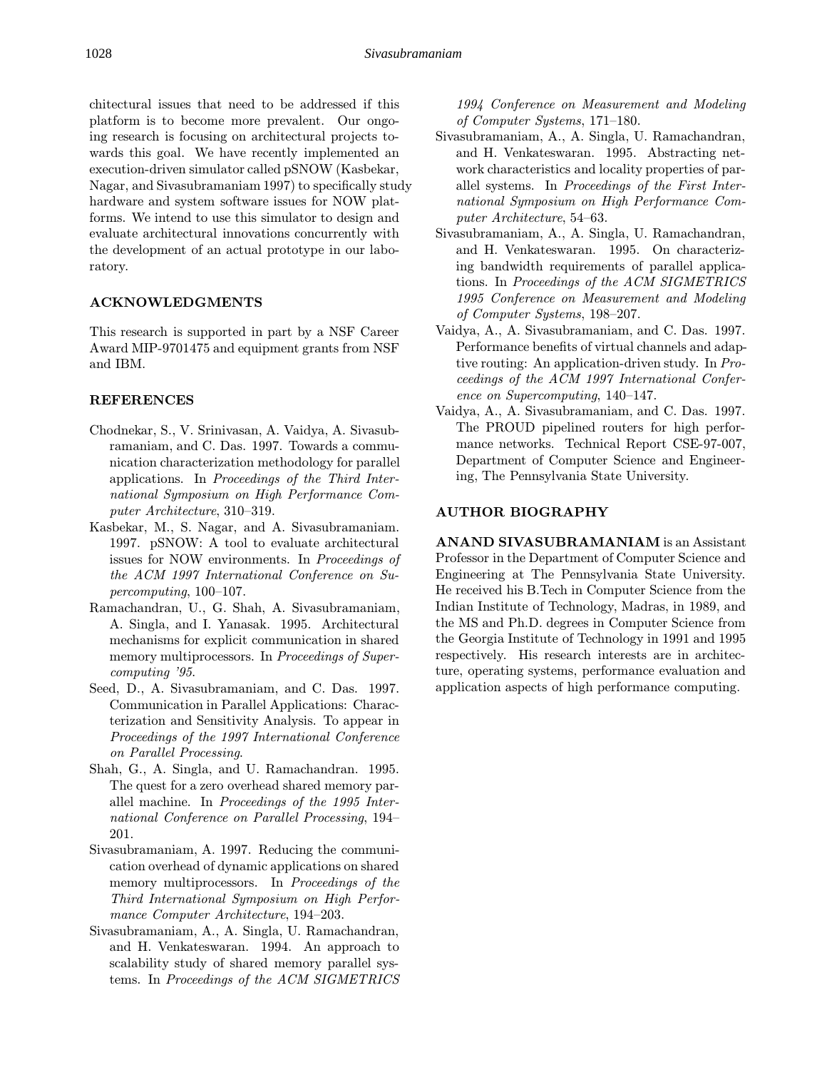chitectural issues that need to be addressed if this platform is to become more prevalent. Our ongoing research is focusing on architectural projects towards this goal. We have recently implemented an execution-driven simulator called pSNOW (Kasbekar, Nagar, and Sivasubramaniam 1997) to specifically study hardware and system software issues for NOW platforms. We intend to use this simulator to design and evaluate architectural innovations concurrently with the development of an actual prototype in our laboratory.

## ACKNOWLEDGMENTS

This research is supported in part by a NSF Career Award MIP-9701475 and equipment grants from NSF and IBM.

## REFERENCES

Chodnekar, S., V. Srinivasan, A. Vaidya, A. Sivasubramaniam, and C. Das. 1997. Towards a communication characterization methodology for parallel applications. In *Proceedings of the Third International Symposium on High Performance Computer Architecture*, 310–319.

Kasbekar, M., S. Nagar, and A. Sivasubramaniam. 1997. pSNOW: A tool to evaluate architectural issues for NOW environments. In *Proceedings of the ACM 1997 International Conference on Supercomputing*, 100–107.

Ramachandran, U., G. Shah, A. Sivasubramaniam, A. Singla, and I. Yanasak. 1995. Architectural mechanisms for explicit communication in shared memory multiprocessors. In *Proceedings of Supercomputing '95*.

Seed, D., A. Sivasubramaniam, and C. Das. 1997. Communication in Parallel Applications: Characterization and Sensitivity Analysis. To appear in *Proceedings of the 1997 International Conference on Parallel Processing*.

Shah, G., A. Singla, and U. Ramachandran. 1995. The quest for a zero overhead shared memory parallel machine. In *Proceedings of the 1995 International Conference on Parallel Processing*, 194–201.

Sivasubramaniam, A. 1997. Reducing the communication overhead of dynamic applications on shared memory multiprocessors. In *Proceedings of the Third International Symposium on High Performance Computer Architecture*, 194–203.

Sivasubramaniam, A., A. Singla, U. Ramachandran, and H. Venkateswaran. 1994. An approach to scalability study of shared memory parallel systems. In *Proceedings of the ACM SIGMETRICS 1994 Conference on Measurement and Modeling of Computer Systems*, 171–180.

Sivasubramaniam, A., A. Singla, U. Ramachandran, and H. Venkateswaran. 1995. Abstracting network characteristics and locality properties of parallel systems. In *Proceedings of the First International Symposium on High Performance Computer Architecture*, 54–63.

Sivasubramaniam, A., A. Singla, U. Ramachandran, and H. Venkateswaran. 1995. On characterizing bandwidth requirements of parallel applications. In *Proceedings of the ACM SIGMETRICS 1995 Conference on Measurement and Modeling of Computer Systems*, 198–207.

Vaidya, A., A. Sivasubramaniam, and C. Das. 1997. Performance benefits of virtual channels and adaptive routing: An application-driven study. In *Proceedings of the ACM 1997 International Conference on Supercomputing*, 140–147.

Vaidya, A., A. Sivasubramaniam, and C. Das. 1997. The PROUD pipelined routers for high performance networks. Technical Report CSE-97-007, Department of Computer Science and Engineering, The Pennsylvania State University.

## AUTHOR BIOGRAPHY

**ANAND SIVASUBRAMANIAM** is an Assistant Professor in the Department of Computer Science and Engineering at The Pennsylvania State University. He received his B.Tech in Computer Science from the Indian Institute of Technology, Madras, in 1989, and the MS and Ph.D. degrees in Computer Science from the Georgia Institute of Technology in 1991 and 1995 respectively. His research interests are in architecture, operating systems, performance evaluation and application aspects of high performance computing.